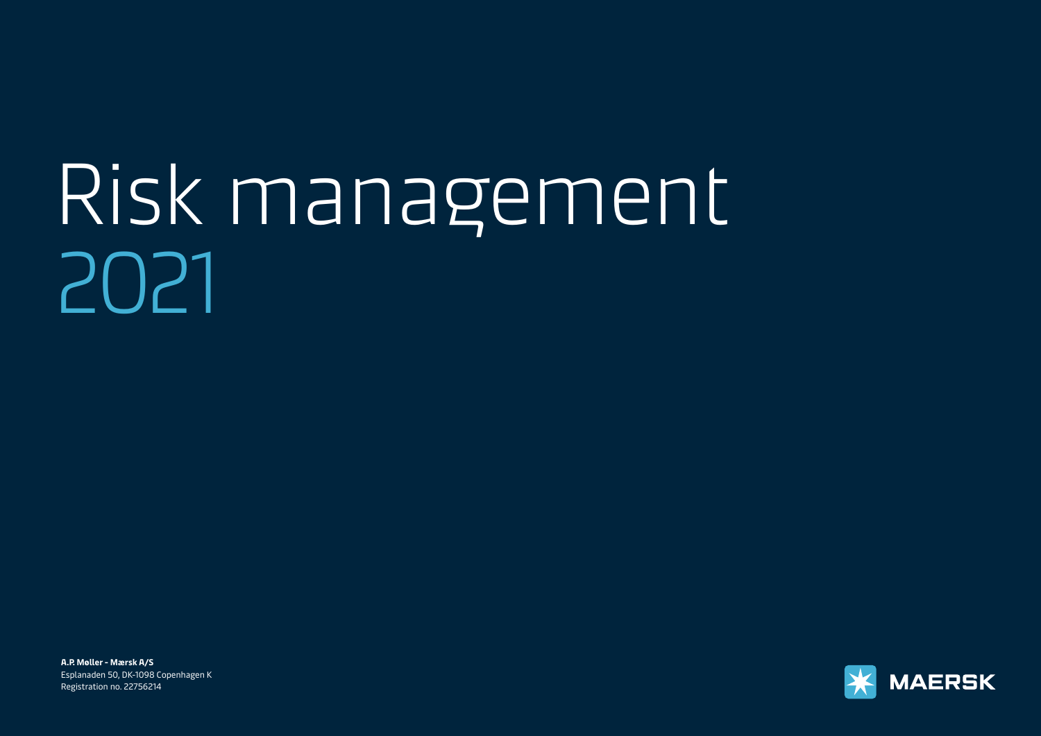# Risk management 2021

**A.P. Møller - Mærsk A/S**
Esplanaden 50, DK-1098 Copenhagen K
Registration no. 22756214

MAERSK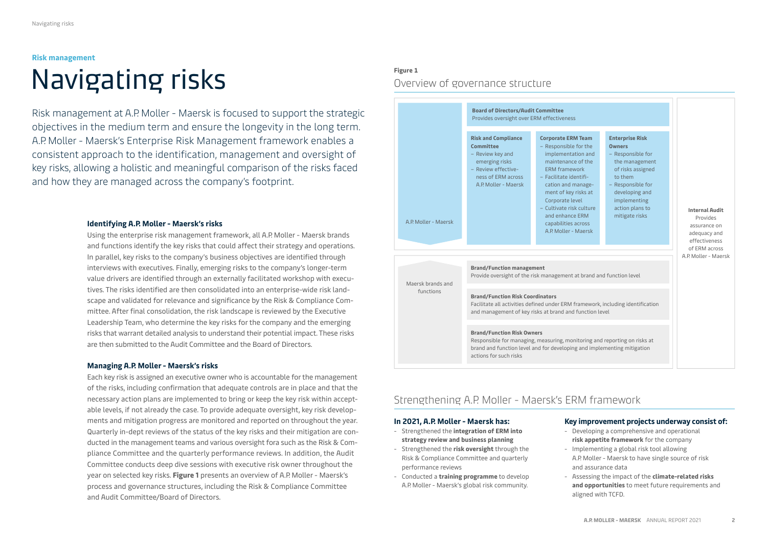**Risk management**

# Navigating risks

Risk management at A.P. Moller - Maersk is focused to support the strategic objectives in the medium term and ensure the longevity in the long term. A.P. Moller - Maersk's Enterprise Risk Management framework enables a consistent approach to the identification, management and oversight of key risks, allowing a holistic and meaningful comparison of the risks faced and how they are managed across the company's footprint.

### Identifying A.P. Moller - Maersk's risks

Using the enterprise risk management framework, all A.P. Moller - Maersk brands and functions identify the key risks that could affect their strategy and operations. In parallel, key risks to the company's business objectives are identified through interviews with executives. Finally, emerging risks to the company's longer-term value drivers are identified through an externally facilitated workshop with executives. The risks identified are then consolidated into an enterprise-wide risk landscape and validated for relevance and significance by the Risk & Compliance Committee. After final consolidation, the risk landscape is reviewed by the Executive Leadership Team, who determine the key risks for the company and the emerging risks that warrant detailed analysis to understand their potential impact. These risks are then submitted to the Audit Committee and the Board of Directors.

### Managing A.P. Moller - Maersk's risks

Each key risk is assigned an executive owner who is accountable for the management of the risks, including confirmation that adequate controls are in place and that the necessary action plans are implemented to bring or keep the key risk within acceptable levels, if not already the case. To provide adequate oversight, key risk developments and mitigation progress are monitored and reported on throughout the year. Quarterly in-dept reviews of the status of the key risks and their mitigation are conducted in the management teams and various oversight fora such as the Risk & Compliance Committee and the quarterly performance reviews. In addition, the Audit Committee conducts deep dive sessions with executive risk owner throughout the year on selected key risks. **Figure 1** presents an overview of A.P. Moller - Maersk's process and governance structures, including the Risk & Compliance Committee and Audit Committee/Board of Directors.

**Figure 1**

## Overview of governance structure

**A.P. Moller - Maersk**

- **Board of Directors/Audit Committee**
  Provides oversight over ERM effectiveness
- **Risk and Compliance Committee**
  - Review key and emerging risks
  - Review effectiveness of ERM across A.P. Moller - Maersk
- **Corporate ERM Team**
  - Responsible for the implementation and maintenance of the ERM framework
  - Facilitate identification and management of key risks at Corporate level
  - Cultivate risk culture and enhance ERM capabilities across A.P. Moller - Maersk
- **Enterprise Risk Owners**
  - Responsible for the management of risks assigned to them
  - Responsible for developing and implementing action plans to mitigate risks

**Maersk brands and functions**

- **Brand/Function management**
  Provide oversight of the risk management at brand and function level
- **Brand/Function Risk Coordinators**
  Facilitate all activities defined under ERM framework, including identification and management of key risks at brand and function level
- **Brand/Function Risk Owners**
  Responsible for managing, measuring, monitoring and reporting on risks at brand and function level and for developing and implementing mitigation actions for such risks

**Internal Audit**
Provides assurance on adequacy and effectiveness of ERM across A.P. Moller - Maersk

## Strengthening A.P. Moller - Maersk's ERM framework

### In 2021, A.P. Moller - Maersk has:

- Strengthened the **integration of ERM into strategy review and business planning**
- Strengthened the **risk oversight** through the Risk & Compliance Committee and quarterly performance reviews
- Conducted a **training programme** to develop A.P. Moller - Maersk's global risk community.

### Key improvement projects underway consist of:

- Developing a comprehensive and operational **risk appetite framework** for the company
- Implementing a global risk tool allowing A.P. Moller - Maersk to have single source of risk and assurance data
- Assessing the impact of the **climate-related risks and opportunities** to meet future requirements and aligned with TCFD.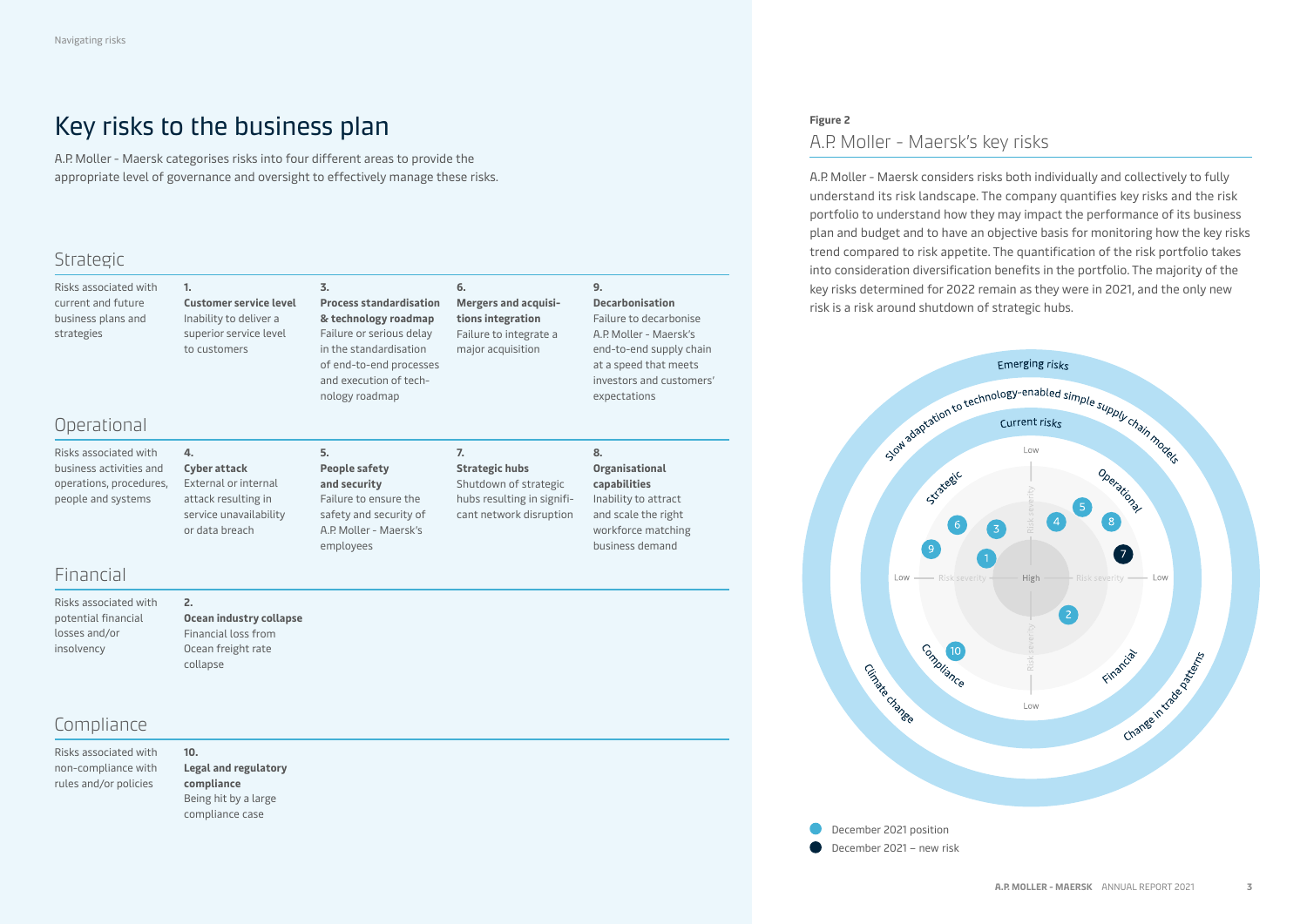# Key risks to the business plan

A.P. Moller - Maersk categorises risks into four different areas to provide the appropriate level of governance and oversight to effectively manage these risks.

## Strategic

Risks associated with current and future business plans and strategies

**1.**
**Customer service level**
Inability to deliver a superior service level to customers

**3.**
**Process standardisation & technology roadmap**
Failure or serious delay in the standardisation of end-to-end processes and execution of technology roadmap

**6.**
**Mergers and acquisitions integration**
Failure to integrate a major acquisition

**9.**
**Decarbonisation**
Failure to decarbonise A.P. Moller - Maersk's end-to-end supply chain at a speed that meets investors and customers' expectations

## Operational

Risks associated with business activities and operations, procedures, people and systems

**4.**
**Cyber attack**
External or internal attack resulting in service unavailability or data breach

**5.**
**People safety and security**
Failure to ensure the safety and security of A.P. Moller - Maersk's employees

**7.**
**Strategic hubs**
Shutdown of strategic hubs resulting in significant network disruption

**8.**
**Organisational capabilities**
Inability to attract and scale the right workforce matching business demand

## Financial

Risks associated with potential financial losses and/or insolvency

**2.**
**Ocean industry collapse**
Financial loss from Ocean freight rate collapse

## Compliance

Risks associated with non-compliance with rules and/or policies

**10.**
**Legal and regulatory compliance**
Being hit by a large compliance case

**Figure 2**

## A.P. Moller - Maersk's key risks

A.P. Moller - Maersk considers risks both individually and collectively to fully understand its risk landscape. The company quantifies key risks and the risk portfolio to understand how they may impact the performance of its business plan and budget and to have an objective basis for monitoring how the key risks trend compared to risk appetite. The quantification of the risk portfolio takes into consideration diversification benefits in the portfolio. The majority of the key risks determined for 2022 remain as they were in 2021, and the only new risk is a risk around shutdown of strategic hubs.

Emerging risks: Slow adaptation to technology-enabled simple supply chain models; Climate change; Change in trade patterns

Current risks: Strategic (1, 3, 6, 9); Operational (4, 5, 7, 8); Financial (2); Compliance (10)

Risk severity: High (centre) – Low (outer)

- December 2021 position
- December 2021 – new risk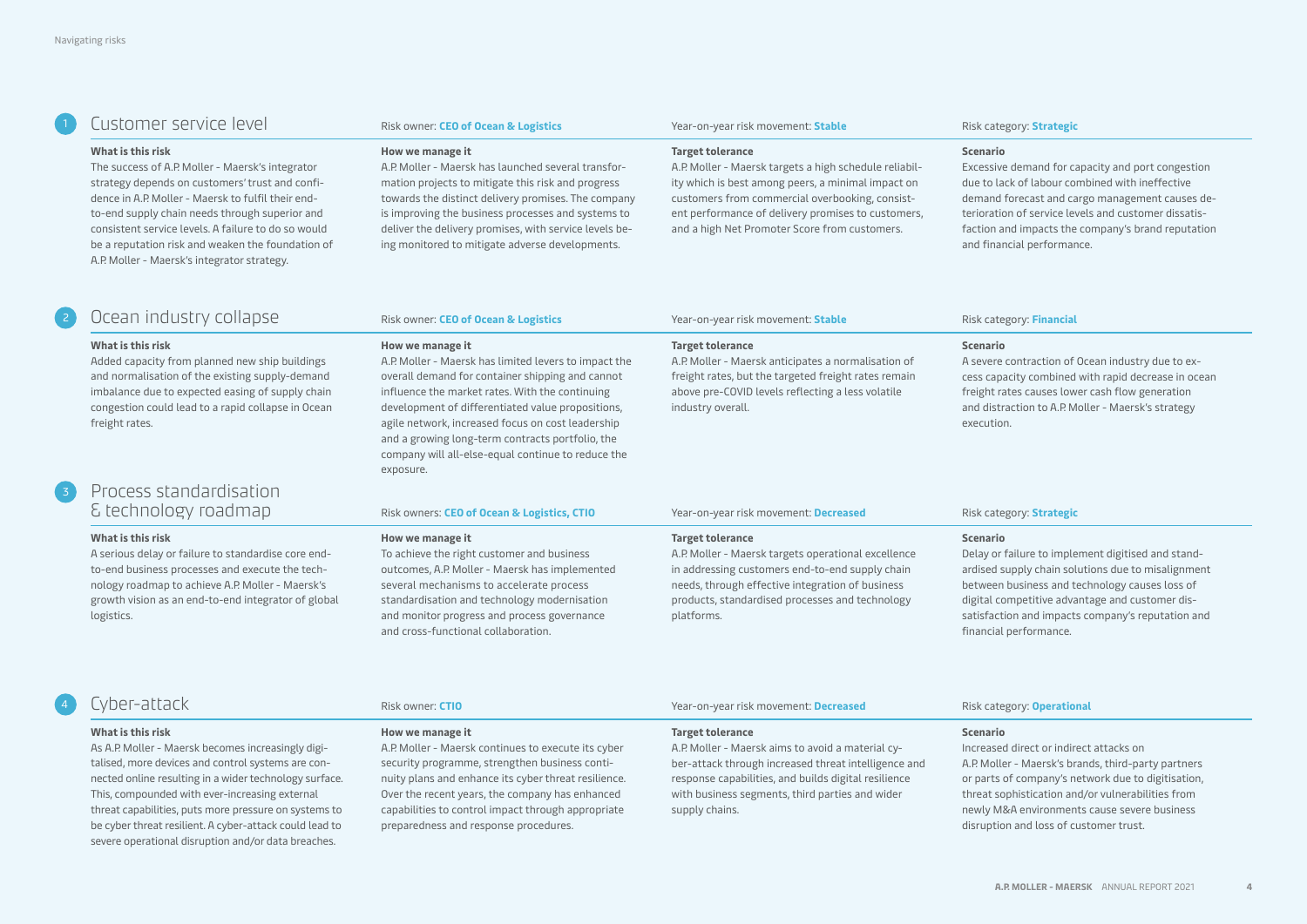## 1 Customer service level

Risk owner: **CEO of Ocean & Logistics**

Year-on-year risk movement: **Stable**

Risk category: **Strategic**

**What is this risk**

The success of A.P. Moller - Maersk's integrator strategy depends on customers' trust and confidence in A.P. Moller - Maersk to fulfil their end-to-end supply chain needs through superior and consistent service levels. A failure to do so would be a reputation risk and weaken the foundation of A.P. Moller - Maersk's integrator strategy.

**How we manage it**

A.P. Moller - Maersk has launched several transformation projects to mitigate this risk and progress towards the distinct delivery promises. The company is improving the business processes and systems to deliver the delivery promises, with service levels being monitored to mitigate adverse developments.

**Target tolerance**

A.P. Moller - Maersk targets a high schedule reliability which is best among peers, a minimal impact on customers from commercial overbooking, consistent performance of delivery promises to customers, and a high Net Promoter Score from customers.

**Scenario**

Excessive demand for capacity and port congestion due to lack of labour combined with ineffective demand forecast and cargo management causes deterioration of service levels and customer dissatisfaction and impacts the company's brand reputation and financial performance.

## 2 Ocean industry collapse

Risk owner: **CEO of Ocean & Logistics**

Year-on-year risk movement: **Stable**

Risk category: **Financial**

**What is this risk**

Added capacity from planned new ship buildings and normalisation of the existing supply-demand imbalance due to expected easing of supply chain congestion could lead to a rapid collapse in Ocean freight rates.

**How we manage it**

A.P. Moller - Maersk has limited levers to impact the overall demand for container shipping and cannot influence the market rates. With the continuing development of differentiated value propositions, agile network, increased focus on cost leadership and a growing long-term contracts portfolio, the company will all-else-equal continue to reduce the exposure.

**Target tolerance**

A.P. Moller - Maersk anticipates a normalisation of freight rates, but the targeted freight rates remain above pre-COVID levels reflecting a less volatile industry overall.

**Scenario**

A severe contraction of Ocean industry due to excess capacity combined with rapid decrease in ocean freight rates causes lower cash flow generation and distraction to A.P. Moller - Maersk's strategy execution.

## 3 Process standardisation & technology roadmap

Risk owners: **CEO of Ocean & Logistics, CTIO**

Year-on-year risk movement: **Decreased**

Risk category: **Strategic**

**What is this risk**

A serious delay or failure to standardise core end-to-end business processes and execute the technology roadmap to achieve A.P. Moller - Maersk's growth vision as an end-to-end integrator of global logistics.

**How we manage it**

To achieve the right customer and business outcomes, A.P. Moller - Maersk has implemented several mechanisms to accelerate process standardisation and technology modernisation and monitor progress and process governance and cross-functional collaboration.

**Target tolerance**

A.P. Moller - Maersk targets operational excellence in addressing customers end-to-end supply chain needs, through effective integration of business products, standardised processes and technology platforms.

**Scenario**

Delay or failure to implement digitised and standardised supply chain solutions due to misalignment between business and technology causes loss of digital competitive advantage and customer dissatisfaction and impacts company's reputation and financial performance.

## 4 Cyber-attack

Risk owner: **CTIO**

Year-on-year risk movement: **Decreased**

Risk category: **Operational**

**What is this risk**

As A.P. Moller - Maersk becomes increasingly digitalised, more devices and control systems are connected online resulting in a wider technology surface. This, compounded with ever-increasing external threat capabilities, puts more pressure on systems to be cyber threat resilient. A cyber-attack could lead to severe operational disruption and/or data breaches.

**How we manage it**

A.P. Moller - Maersk continues to execute its cyber security programme, strengthen business continuity plans and enhance its cyber threat resilience. Over the recent years, the company has enhanced capabilities to control impact through appropriate preparedness and response procedures.

**Target tolerance**

A.P. Moller - Maersk aims to avoid a material cyber-attack through increased threat intelligence and response capabilities, and builds digital resilience with business segments, third parties and wider supply chains.

**Scenario**

Increased direct or indirect attacks on A.P. Moller - Maersk's brands, third-party partners or parts of company's network due to digitisation, threat sophistication and/or vulnerabilities from newly M&A environments cause severe business disruption and loss of customer trust.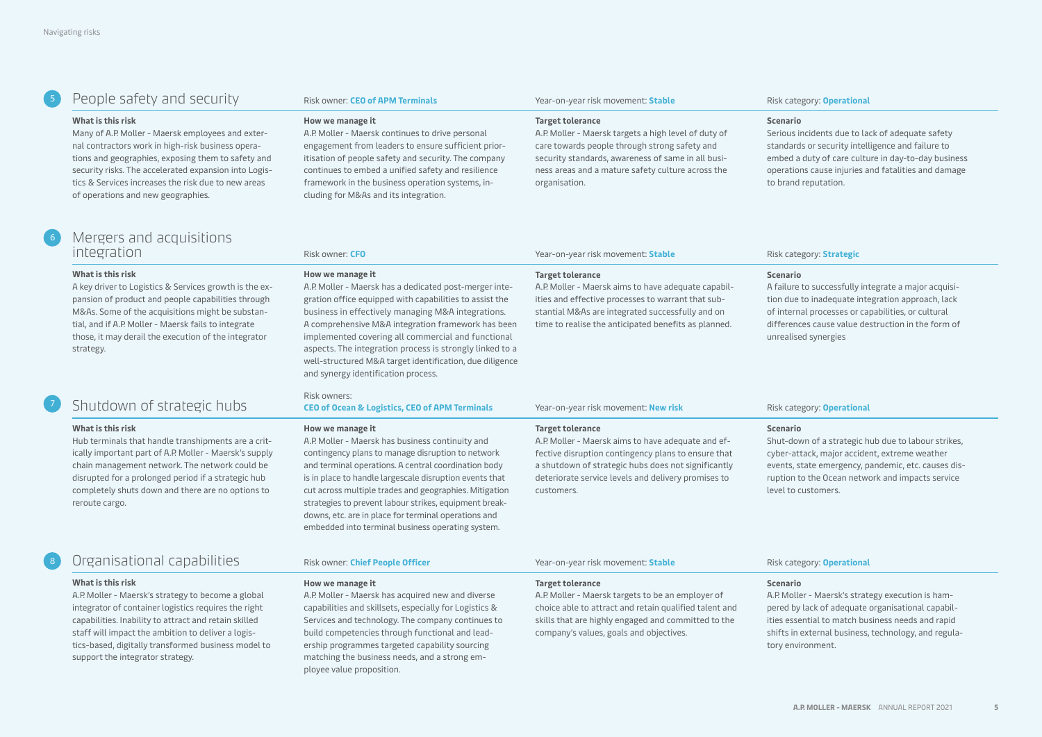## 5 People safety and security

Risk owner: **CEO of APM Terminals**

Year-on-year risk movement: **Stable**

Risk category: **Operational**

**What is this risk**

Many of A.P. Moller - Maersk employees and external contractors work in high-risk business operations and geographies, exposing them to safety and security risks. The accelerated expansion into Logistics & Services increases the risk due to new areas of operations and new geographies.

**How we manage it**

A.P. Moller - Maersk continues to drive personal engagement from leaders to ensure sufficient prioritisation of people safety and security. The company continues to embed a unified safety and resilience framework in the business operation systems, including for M&As and its integration.

**Target tolerance**

A.P. Moller - Maersk targets a high level of duty of care towards people through strong safety and security standards, awareness of same in all business areas and a mature safety culture across the organisation.

**Scenario**

Serious incidents due to lack of adequate safety standards or security intelligence and failure to embed a duty of care culture in day-to-day business operations cause injuries and fatalities and damage to brand reputation.

## 6 Mergers and acquisitions integration

Risk owner: **CFO**

Year-on-year risk movement: **Stable**

Risk category: **Strategic**

**What is this risk**

A key driver to Logistics & Services growth is the expansion of product and people capabilities through M&As. Some of the acquisitions might be substantial, and if A.P. Moller - Maersk fails to integrate those, it may derail the execution of the integrator strategy.

**How we manage it**

A.P. Moller - Maersk has a dedicated post-merger integration office equipped with capabilities to assist the business in effectively managing M&A integrations. A comprehensive M&A integration framework has been implemented covering all commercial and functional aspects. The integration process is strongly linked to a well-structured M&A target identification, due diligence and synergy identification process.

**Target tolerance**

A.P. Moller - Maersk aims to have adequate capabilities and effective processes to warrant that substantial M&As are integrated successfully and on time to realise the anticipated benefits as planned.

**Scenario**

A failure to successfully integrate a major acquisition due to inadequate integration approach, lack of internal processes or capabilities, or cultural differences cause value destruction in the form of unrealised synergies

## 7 Shutdown of strategic hubs

Risk owners:
**CEO of Ocean & Logistics, CEO of APM Terminals**

Year-on-year risk movement: **New risk**

Risk category: **Operational**

**What is this risk**

Hub terminals that handle transhipments are a critically important part of A.P. Moller - Maersk's supply chain management network. The network could be disrupted for a prolonged period if a strategic hub completely shuts down and there are no options to reroute cargo.

**How we manage it**

A.P. Moller - Maersk has business continuity and contingency plans to manage disruption to network and terminal operations. A central coordination body is in place to handle largescale disruption events that cut across multiple trades and geographies. Mitigation strategies to prevent labour strikes, equipment breakdowns, etc. are in place for terminal operations and embedded into terminal business operating system.

**Target tolerance**

A.P. Moller - Maersk aims to have adequate and effective disruption contingency plans to ensure that a shutdown of strategic hubs does not significantly deteriorate service levels and delivery promises to customers.

**Scenario**

Shut-down of a strategic hub due to labour strikes, cyber-attack, major accident, extreme weather events, state emergency, pandemic, etc. causes disruption to the Ocean network and impacts service level to customers.

## 8 Organisational capabilities

Risk owner: **Chief People Officer**

Year-on-year risk movement: **Stable**

Risk category: **Operational**

**What is this risk**

A.P. Moller - Maersk's strategy to become a global integrator of container logistics requires the right capabilities. Inability to attract and retain skilled staff will impact the ambition to deliver a logistics-based, digitally transformed business model to support the integrator strategy.

**How we manage it**

A.P. Moller - Maersk has acquired new and diverse capabilities and skillsets, especially for Logistics & Services and technology. The company continues to build competencies through functional and leadership programmes targeted capability sourcing matching the business needs, and a strong employee value proposition.

**Target tolerance**

A.P. Moller - Maersk targets to be an employer of choice able to attract and retain qualified talent and skills that are highly engaged and committed to the company's values, goals and objectives.

**Scenario**

A.P. Moller - Maersk's strategy execution is hampered by lack of adequate organisational capabilities essential to match business needs and rapid shifts in external business, technology, and regulatory environment.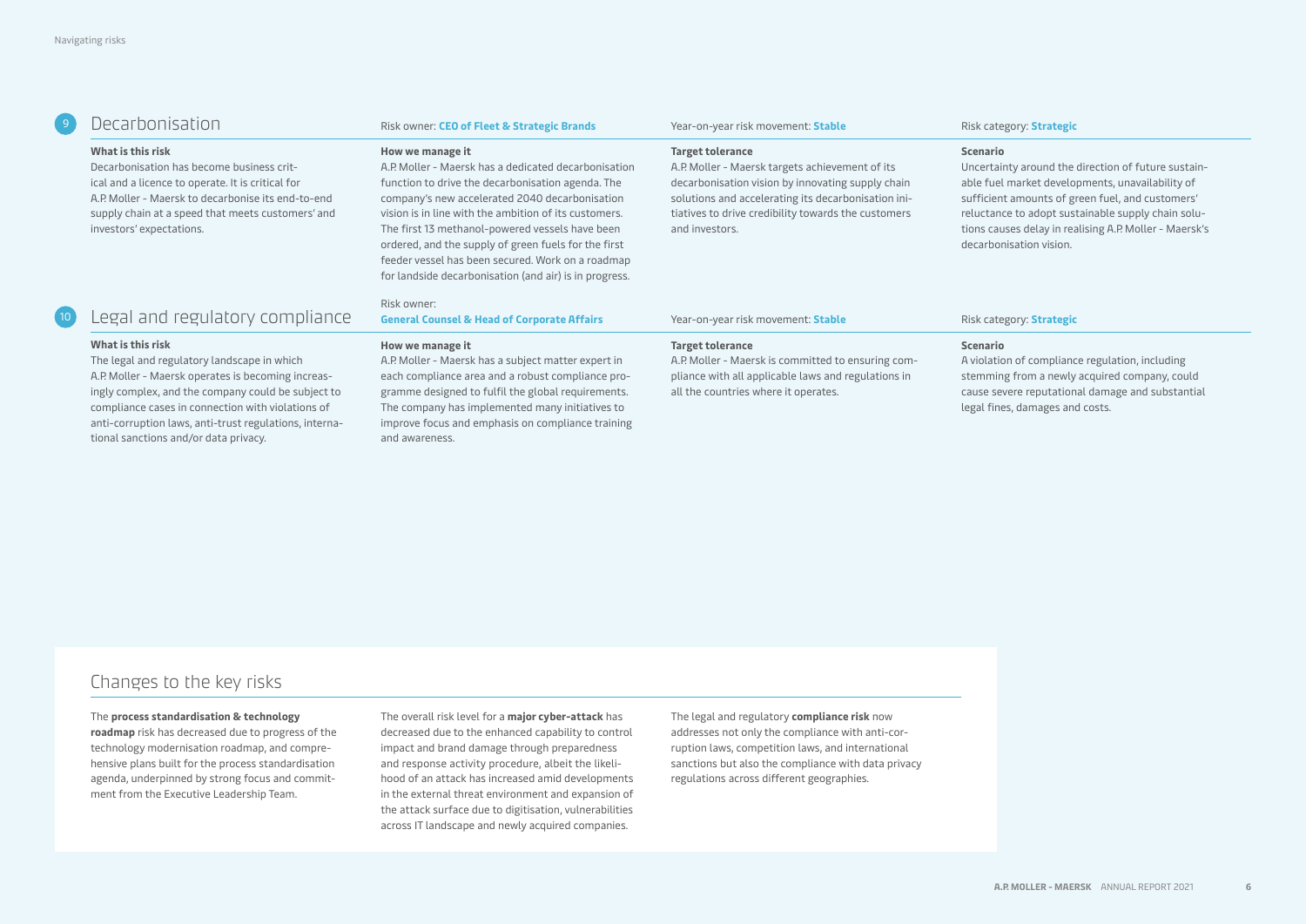## 9 Decarbonisation

Risk owner: **CEO of Fleet & Strategic Brands**

Year-on-year risk movement: **Stable**

Risk category: **Strategic**

**What is this risk**

Decarbonisation has become business critical and a licence to operate. It is critical for A.P. Moller - Maersk to decarbonise its end-to-end supply chain at a speed that meets customers' and investors' expectations.

**How we manage it**

A.P. Moller - Maersk has a dedicated decarbonisation function to drive the decarbonisation agenda. The company's new accelerated 2040 decarbonisation vision is in line with the ambition of its customers. The first 13 methanol-powered vessels have been ordered, and the supply of green fuels for the first feeder vessel has been secured. Work on a roadmap for landside decarbonisation (and air) is in progress.

**Target tolerance**

A.P. Moller - Maersk targets achievement of its decarbonisation vision by innovating supply chain solutions and accelerating its decarbonisation initiatives to drive credibility towards the customers and investors.

**Scenario**

Uncertainty around the direction of future sustainable fuel market developments, unavailability of sufficient amounts of green fuel, and customers' reluctance to adopt sustainable supply chain solutions causes delay in realising A.P. Moller - Maersk's decarbonisation vision.

## 10 Legal and regulatory compliance

Risk owner: **General Counsel & Head of Corporate Affairs**

Year-on-year risk movement: **Stable**

Risk category: **Strategic**

**What is this risk**

The legal and regulatory landscape in which A.P. Moller - Maersk operates is becoming increasingly complex, and the company could be subject to compliance cases in connection with violations of anti-corruption laws, anti-trust regulations, international sanctions and/or data privacy.

**How we manage it**

A.P. Moller - Maersk has a subject matter expert in each compliance area and a robust compliance programme designed to fulfil the global requirements. The company has implemented many initiatives to improve focus and emphasis on compliance training and awareness.

**Target tolerance**

A.P. Moller - Maersk is committed to ensuring compliance with all applicable laws and regulations in all the countries where it operates.

**Scenario**

A violation of compliance regulation, including stemming from a newly acquired company, could cause severe reputational damage and substantial legal fines, damages and costs.

## Changes to the key risks

The **process standardisation & technology roadmap** risk has decreased due to progress of the technology modernisation roadmap, and comprehensive plans built for the process standardisation agenda, underpinned by strong focus and commitment from the Executive Leadership Team.

The overall risk level for a **major cyber-attack** has decreased due to the enhanced capability to control impact and brand damage through preparedness and response activity procedure, albeit the likelihood of an attack has increased amid developments in the external threat environment and expansion of the attack surface due to digitisation, vulnerabilities across IT landscape and newly acquired companies.

The legal and regulatory **compliance risk** now addresses not only the compliance with anti-corruption laws, competition laws, and international sanctions but also the compliance with data privacy regulations across different geographies.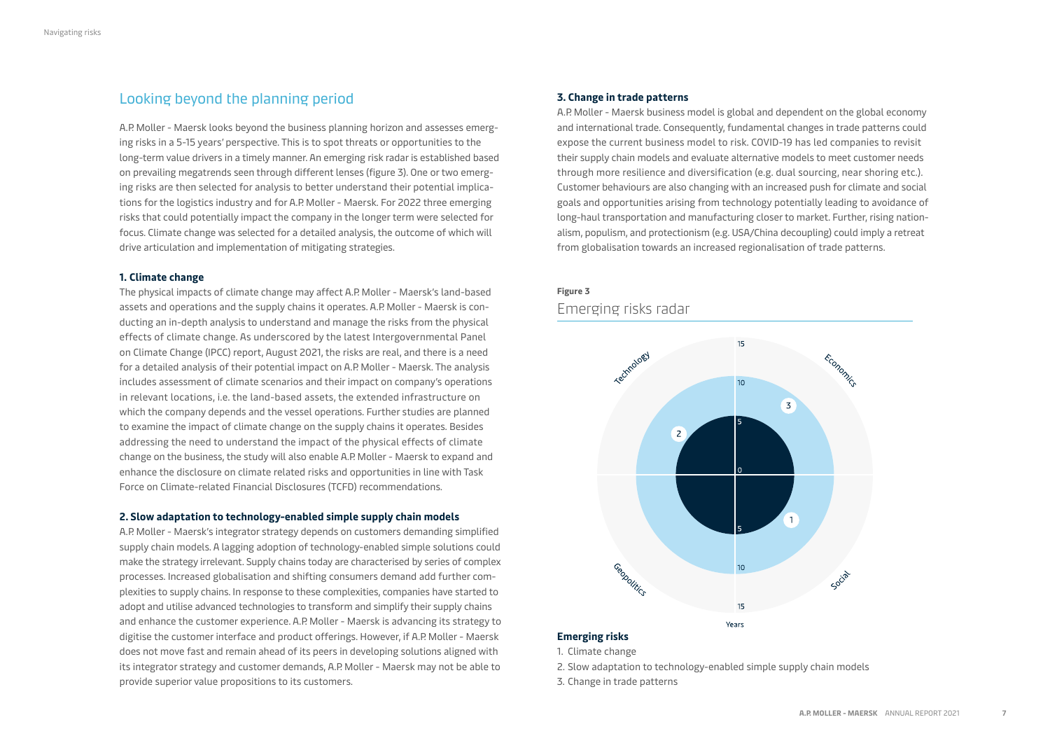## Looking beyond the planning period

A.P. Moller - Maersk looks beyond the business planning horizon and assesses emerging risks in a 5-15 years' perspective. This is to spot threats or opportunities to the long-term value drivers in a timely manner. An emerging risk radar is established based on prevailing megatrends seen through different lenses (figure 3). One or two emerging risks are then selected for analysis to better understand their potential implications for the logistics industry and for A.P. Moller - Maersk. For 2022 three emerging risks that could potentially impact the company in the longer term were selected for focus. Climate change was selected for a detailed analysis, the outcome of which will drive articulation and implementation of mitigating strategies.

#### 1. Climate change

The physical impacts of climate change may affect A.P. Moller - Maersk's land-based assets and operations and the supply chains it operates. A.P. Moller - Maersk is conducting an in-depth analysis to understand and manage the risks from the physical effects of climate change. As underscored by the latest Intergovernmental Panel on Climate Change (IPCC) report, August 2021, the risks are real, and there is a need for a detailed analysis of their potential impact on A.P. Moller - Maersk. The analysis includes assessment of climate scenarios and their impact on company's operations in relevant locations, i.e. the land-based assets, the extended infrastructure on which the company depends and the vessel operations. Further studies are planned to examine the impact of climate change on the supply chains it operates. Besides addressing the need to understand the impact of the physical effects of climate change on the business, the study will also enable A.P. Moller - Maersk to expand and enhance the disclosure on climate related risks and opportunities in line with Task Force on Climate-related Financial Disclosures (TCFD) recommendations.

#### 2. Slow adaptation to technology-enabled simple supply chain models

A.P. Moller - Maersk's integrator strategy depends on customers demanding simplified supply chain models. A lagging adoption of technology-enabled simple solutions could make the strategy irrelevant. Supply chains today are characterised by series of complex processes. Increased globalisation and shifting consumers demand add further complexities to supply chains. In response to these complexities, companies have started to adopt and utilise advanced technologies to transform and simplify their supply chains and enhance the customer experience. A.P. Moller - Maersk is advancing its strategy to digitise the customer interface and product offerings. However, if A.P. Moller - Maersk does not move fast and remain ahead of its peers in developing solutions aligned with its integrator strategy and customer demands, A.P. Moller - Maersk may not be able to provide superior value propositions to its customers.

#### 3. Change in trade patterns

A.P. Moller - Maersk business model is global and dependent on the global economy and international trade. Consequently, fundamental changes in trade patterns could expose the current business model to risk. COVID-19 has led companies to revisit their supply chain models and evaluate alternative models to meet customer needs through more resilience and diversification (e.g. dual sourcing, near shoring etc.). Customer behaviours are also changing with an increased push for climate and social goals and opportunities arising from technology potentially leading to avoidance of long-haul transportation and manufacturing closer to market. Further, rising nationalism, populism, and protectionism (e.g. USA/China decoupling) could imply a retreat from globalisation towards an increased regionalisation of trade patterns.

**Figure 3**

### Emerging risks radar

**Emerging risks**

1. Climate change
2. Slow adaptation to technology-enabled simple supply chain models
3. Change in trade patterns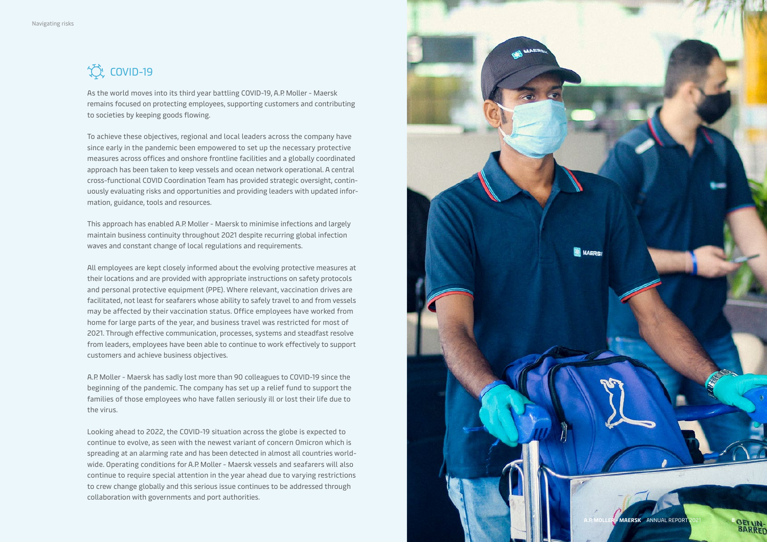# COVID-19

As the world moves into its third year battling COVID-19, A.P. Moller - Maersk remains focused on protecting employees, supporting customers and contributing to societies by keeping goods flowing.

To achieve these objectives, regional and local leaders across the company have since early in the pandemic been empowered to set up the necessary protective measures across offices and onshore frontline facilities and a globally coordinated approach has been taken to keep vessels and ocean network operational. A central cross-functional COVID Coordination Team has provided strategic oversight, continuously evaluating risks and opportunities and providing leaders with updated information, guidance, tools and resources.

This approach has enabled A.P. Moller - Maersk to minimise infections and largely maintain business continuity throughout 2021 despite recurring global infection waves and constant change of local regulations and requirements.

All employees are kept closely informed about the evolving protective measures at their locations and are provided with appropriate instructions on safety protocols and personal protective equipment (PPE). Where relevant, vaccination drives are facilitated, not least for seafarers whose ability to safely travel to and from vessels may be affected by their vaccination status. Office employees have worked from home for large parts of the year, and business travel was restricted for most of 2021. Through effective communication, processes, systems and steadfast resolve from leaders, employees have been able to continue to work effectively to support customers and achieve business objectives.

A.P. Moller - Maersk has sadly lost more than 90 colleagues to COVID-19 since the beginning of the pandemic. The company has set up a relief fund to support the families of those employees who have fallen seriously ill or lost their life due to the virus.

Looking ahead to 2022, the COVID-19 situation across the globe is expected to continue to evolve, as seen with the newest variant of concern Omicron which is spreading at an alarming rate and has been detected in almost all countries worldwide. Operating conditions for A.P. Moller - Maersk vessels and seafarers will also continue to require special attention in the year ahead due to varying restrictions to crew change globally and this serious issue continues to be addressed through collaboration with governments and port authorities.